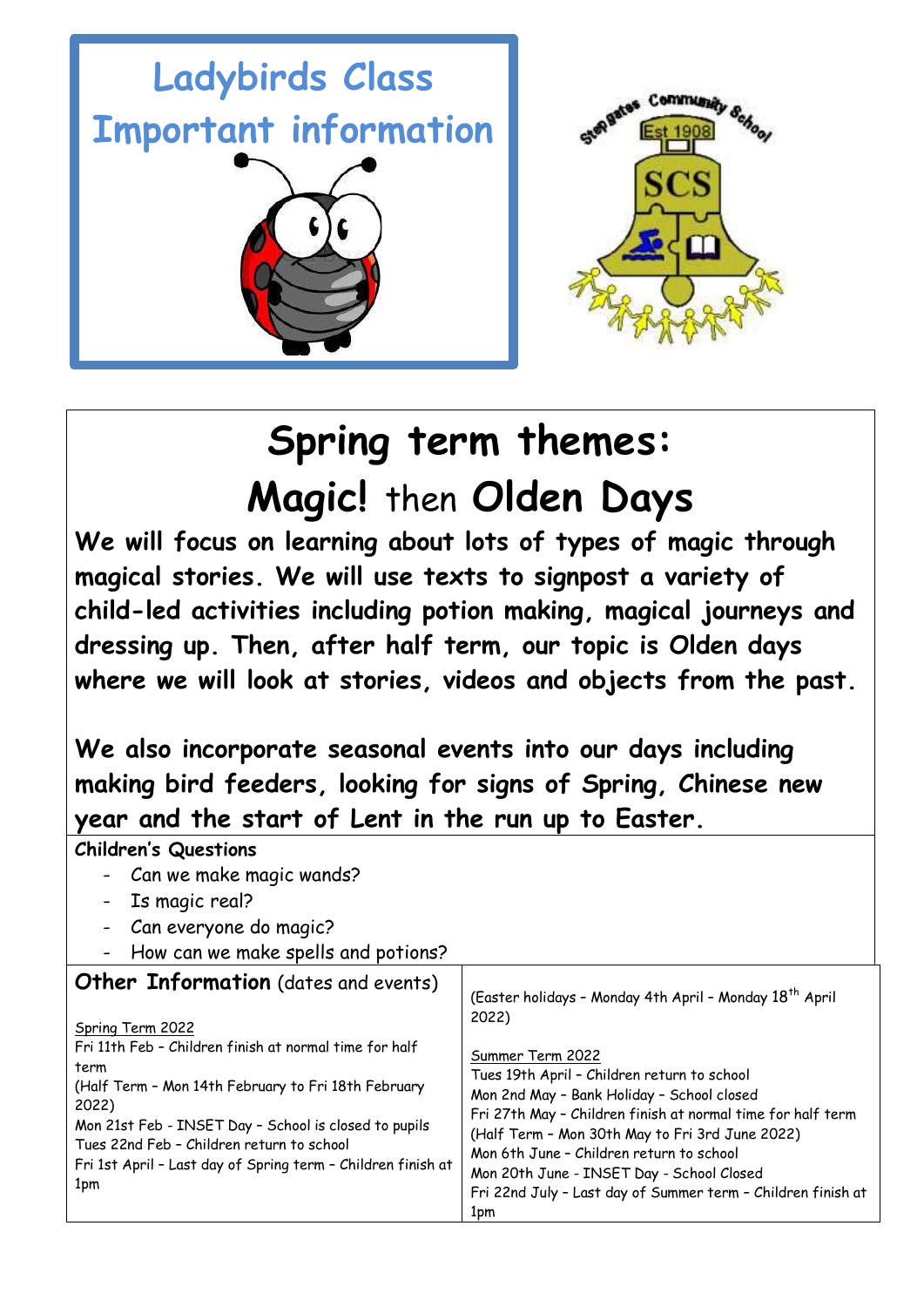# Ladybirds Class
# Important information

# Spring term themes:
# Magic! then Olden Days

**We will focus on learning about lots of types of magic through magical stories. We will use texts to signpost a variety of child-led activities including potion making, magical journeys and dressing up. Then, after half term, our topic is Olden days where we will look at stories, videos and objects from the past.**

**We also incorporate seasonal events into our days including making bird feeders, looking for signs of Spring, Chinese new year and the start of Lent in the run up to Easter.**

**Children's Questions**

- Can we make magic wands?
- Is magic real?
- Can everyone do magic?
- How can we make spells and potions?

**Other Information** (dates and events)

Spring Term 2022

Fri 11th Feb – Children finish at normal time for half term
(Half Term – Mon 14th February to Fri 18th February 2022)
Mon 21st Feb - INSET Day – School is closed to pupils
Tues 22nd Feb – Children return to school
Fri 1st April – Last day of Spring term – Children finish at 1pm

(Easter holidays – Monday 4th April – Monday 18th April 2022)

Summer Term 2022

Tues 19th April – Children return to school
Mon 2nd May – Bank Holiday – School closed
Fri 27th May – Children finish at normal time for half term
(Half Term – Mon 30th May to Fri 3rd June 2022)
Mon 6th June – Children return to school
Mon 20th June - INSET Day - School Closed
Fri 22nd July – Last day of Summer term – Children finish at 1pm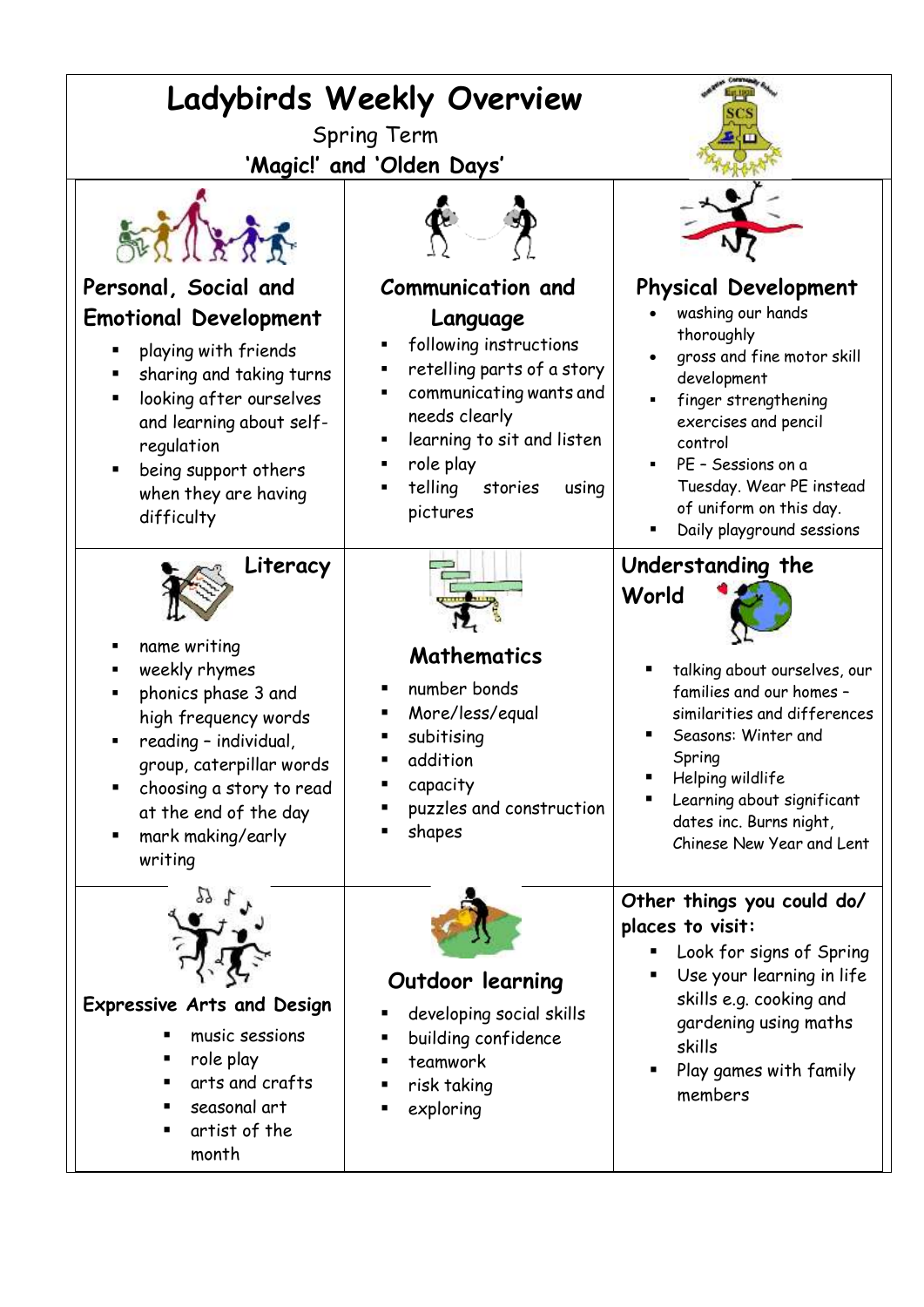# Ladybirds Weekly Overview

Spring Term

**'Magic!' and 'Olden Days'**

## Personal, Social and Emotional Development

- playing with friends
- sharing and taking turns
- looking after ourselves and learning about self-regulation
- being support others when they are having difficulty

## Communication and Language

- following instructions
- retelling parts of a story
- communicating wants and needs clearly
- learning to sit and listen
- role play
- telling stories using pictures

## Physical Development

- washing our hands thoroughly
- gross and fine motor skill development
- finger strengthening exercises and pencil control
- PE – Sessions on a Tuesday. Wear PE instead of uniform on this day.
- Daily playground sessions

## Literacy

- name writing
- weekly rhymes
- phonics phase 3 and high frequency words
- reading – individual, group, caterpillar words
- choosing a story to read at the end of the day
- mark making/early writing

## Mathematics

- number bonds
- More/less/equal
- subitising
- addition
- capacity
- puzzles and construction
- shapes

## Understanding the World

- talking about ourselves, our families and our homes – similarities and differences
- Seasons: Winter and Spring
- Helping wildlife
- Learning about significant dates inc. Burns night, Chinese New Year and Lent

## Expressive Arts and Design

- music sessions
- role play
- arts and crafts
- seasonal art
- artist of the month

## Outdoor learning

- developing social skills
- building confidence
- teamwork
- risk taking
- exploring

## Other things you could do/ places to visit:

- Look for signs of Spring
- Use your learning in life skills e.g. cooking and gardening using maths skills
- Play games with family members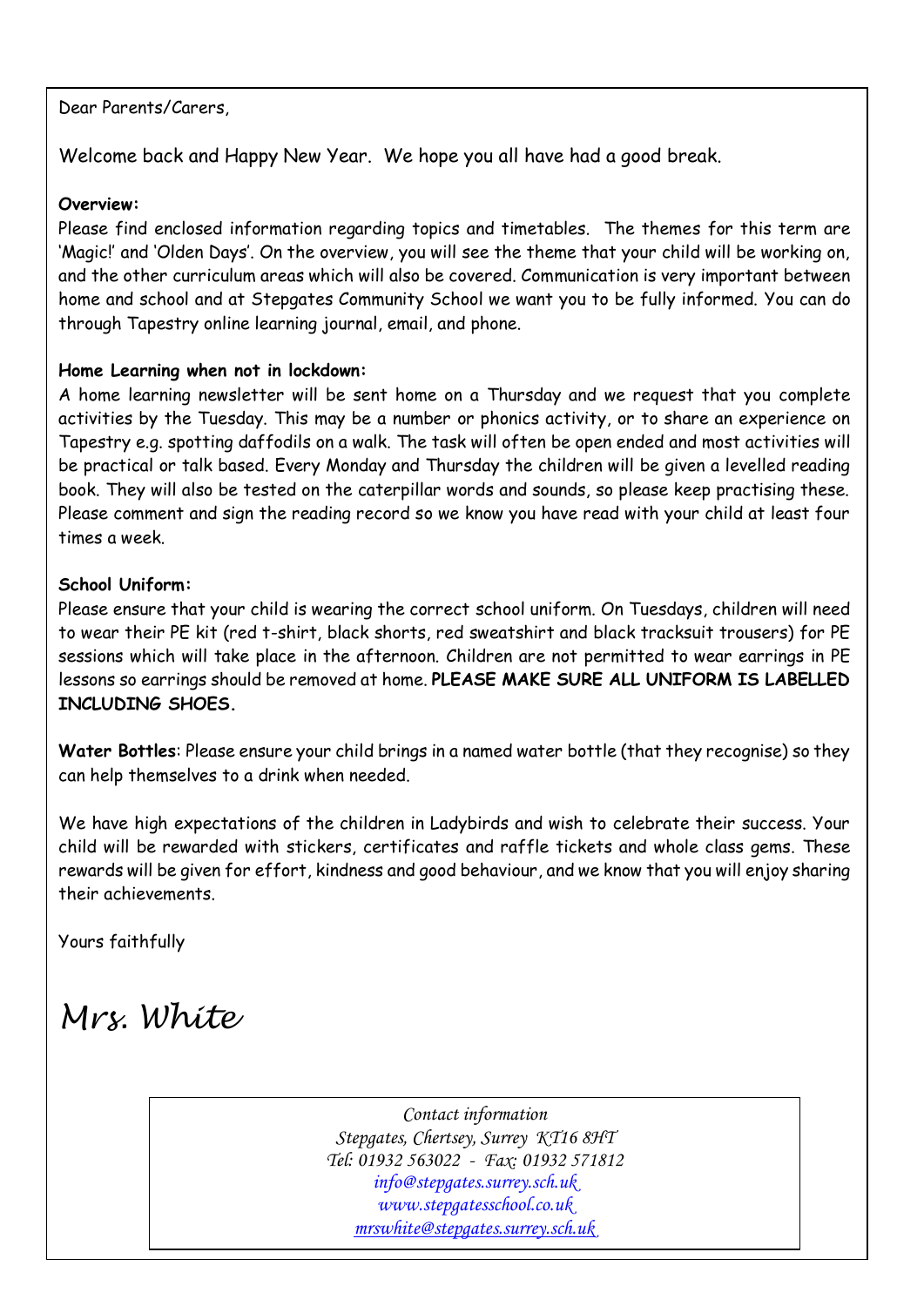Dear Parents/Carers,

Welcome back and Happy New Year. We hope you all have had a good break.

**Overview:**

Please find enclosed information regarding topics and timetables. The themes for this term are 'Magic!' and 'Olden Days'. On the overview, you will see the theme that your child will be working on, and the other curriculum areas which will also be covered. Communication is very important between home and school and at Stepgates Community School we want you to be fully informed. You can do through Tapestry online learning journal, email, and phone.

**Home Learning when not in lockdown:**

A home learning newsletter will be sent home on a Thursday and we request that you complete activities by the Tuesday. This may be a number or phonics activity, or to share an experience on Tapestry e.g. spotting daffodils on a walk. The task will often be open ended and most activities will be practical or talk based. Every Monday and Thursday the children will be given a levelled reading book. They will also be tested on the caterpillar words and sounds, so please keep practising these. Please comment and sign the reading record so we know you have read with your child at least four times a week.

**School Uniform:**

Please ensure that your child is wearing the correct school uniform. On Tuesdays, children will need to wear their PE kit (red t-shirt, black shorts, red sweatshirt and black tracksuit trousers) for PE sessions which will take place in the afternoon. Children are not permitted to wear earrings in PE lessons so earrings should be removed at home. **PLEASE MAKE SURE ALL UNIFORM IS LABELLED INCLUDING SHOES.**

**Water Bottles**: Please ensure your child brings in a named water bottle (that they recognise) so they can help themselves to a drink when needed.

We have high expectations of the children in Ladybirds and wish to celebrate their success. Your child will be rewarded with stickers, certificates and raffle tickets and whole class gems. These rewards will be given for effort, kindness and good behaviour, and we know that you will enjoy sharing their achievements.

Yours faithfully

*Mrs. White*

*Contact information*
*Stepgates, Chertsey, Surrey KT16 8HT*
*Tel: 01932 563022 - Fax: 01932 571812*
*info@stepgates.surrey.sch.uk*
*www.stepgatesschool.co.uk*
*mrswhite@stepgates.surrey.sch.uk*